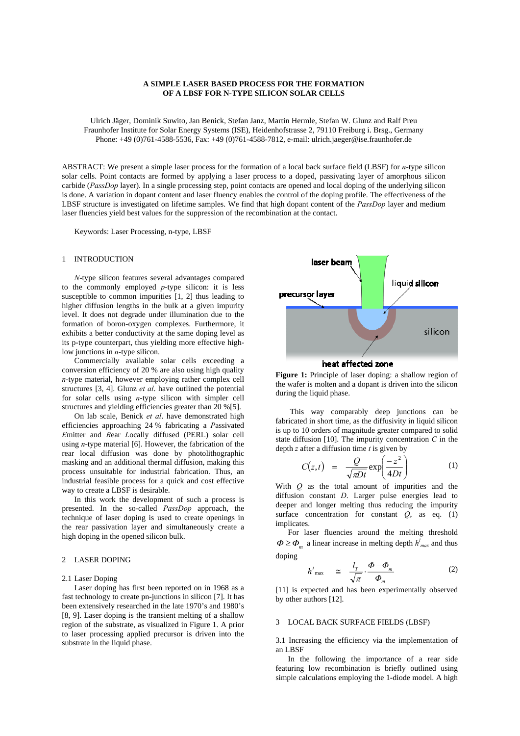# A SIMPLE LASER BASED PROCESS FOR THE FORMATION OF A LBSF FOR N-TYPE SILICON SOLAR CELLS

Ulrich Jäger, Dominik Suwito, Jan Benick, Stefan Janz, Martin Hermle, Stefan W. Glunz and Ralf Preu
Fraunhofer Institute for Solar Energy Systems (ISE), Heidenhofstrasse 2, 79110 Freiburg i. Brsg., Germany
Phone: +49 (0)761-4588-5536, Fax: +49 (0)761-4588-7812, e-mail: ulrich.jaeger@ise.fraunhofer.de

ABSTRACT: We present a simple laser process for the formation of a local back surface field (LBSF) for *n*-type silicon solar cells. Point contacts are formed by applying a laser process to a doped, passivating layer of amorphous silicon carbide (*PassDop* layer). In a single processing step, point contacts are opened and local doping of the underlying silicon is done. A variation in dopant content and laser fluency enables the control of the doping profile. The effectiveness of the LBSF structure is investigated on lifetime samples. We find that high dopant content of the *PassDop* layer and medium laser fluencies yield best values for the suppression of the recombination at the contact.

Keywords: Laser Processing, n-type, LBSF

## 1 INTRODUCTION

*N*-type silicon features several advantages compared to the commonly employed *p*-type silicon: it is less susceptible to common impurities [1, 2] thus leading to higher diffusion lengths in the bulk at a given impurity level. It does not degrade under illumination due to the formation of boron-oxygen complexes. Furthermore, it exhibits a better conductivity at the same doping level as its p-type counterpart, thus yielding more effective high-low junctions in *n*-type silicon.

Commercially available solar cells exceeding a conversion efficiency of 20 % are also using high quality *n*-type material, however employing rather complex cell structures [3, 4]. Glunz *et al*. have outlined the potential for solar cells using *n*-type silicon with simpler cell structures and yielding efficiencies greater than 20 %[5].

On lab scale, Benick *et al*. have demonstrated high efficiencies approaching 24 % fabricating a *P*assivated *E*mitter and *R*ear *L*ocally diffused (PERL) solar cell using *n*-type material [6]. However, the fabrication of the rear local diffusion was done by photolithographic masking and an additional thermal diffusion, making this process unsuitable for industrial fabrication. Thus, an industrial feasible process for a quick and cost effective way to create a LBSF is desirable.

In this work the development of such a process is presented. In the so-called *PassDop* approach, the technique of laser doping is used to create openings in the rear passivation layer and simultaneously create a high doping in the opened silicon bulk.

## 2 LASER DOPING

### 2.1 Laser Doping

Laser doping has first been reported on in 1968 as a fast technology to create pn-junctions in silicon [7]. It has been extensively researched in the late 1970's and 1980's [8, 9]. Laser doping is the transient melting of a shallow region of the substrate, as visualized in Figure 1. A prior to laser processing applied precursor is driven into the substrate in the liquid phase.

**Figure 1:** Principle of laser doping: a shallow region of the wafer is molten and a dopant is driven into the silicon during the liquid phase.

This way comparably deep junctions can be fabricated in short time, as the diffusivity in liquid silicon is up to 10 orders of magnitude greater compared to solid state diffusion [10]. The impurity concentration $C$ in the depth $z$ after a diffusion time $t$ is given by

$$C(z,t) = \frac{Q}{\sqrt{\pi D t}} \exp\left(\frac{-z^2}{4Dt}\right) \quad (1)$$

With $Q$ as the total amount of impurities and the diffusion constant $D$. Larger pulse energies lead to deeper and longer melting thus reducing the impurity surface concentration for constant $Q$, as eq. (1) implicates.

For laser fluencies around the melting threshold $\Phi \geq \Phi_m$ a linear increase in melting depth $h^l_{max}$ and thus doping

$$h^l_{\max} \cong \frac{l_T}{\sqrt{\pi}} \cdot \frac{\Phi - \Phi_m}{\Phi_m} \quad (2)$$

[11] is expected and has been experimentally observed by other authors [12].

## 3 LOCAL BACK SURFACE FIELDS (LBSF)

### 3.1 Increasing the efficiency via the implementation of an LBSF

In the following the importance of a rear side featuring low recombination is briefly outlined using simple calculations employing the 1-diode model. A high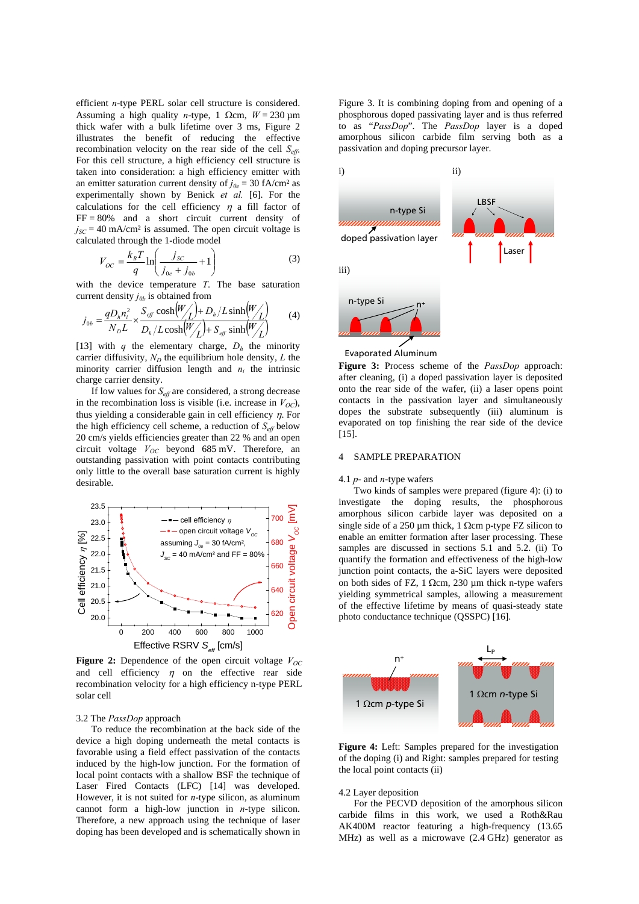efficient *n*-type PERL solar cell structure is considered. Assuming a high quality *n*-type, 1 Ωcm, $W = 230$ µm thick wafer with a bulk lifetime over 3 ms, Figure 2 illustrates the benefit of reducing the effective recombination velocity on the rear side of the cell $S_{eff}$. For this cell structure, a high efficiency cell structure is taken into consideration: a high efficiency emitter with an emitter saturation current density of $j_{0e} = 30$ fA/cm² as experimentally shown by Benick *et al.* [6]. For the calculations for the cell efficiency $\eta$ a fill factor of FF = 80% and a short circuit current density of $j_{SC} = 40$ mA/cm² is assumed. The open circuit voltage is calculated through the 1-diode model

$$V_{OC} = \frac{k_B T}{q} \ln\left(\frac{j_{SC}}{j_{0e} + j_{0b}} + 1\right) \quad (3)$$

with the device temperature $T$. The base saturation current density $j_{0b}$ is obtained from

$$j_{0b} = \frac{q D_h n_i^2}{N_D L} \times \frac{S_{eff} \cosh\left(W/L\right) + D_h/L \sinh\left(W/L\right)}{D_h/L \cosh\left(W/L\right) + S_{eff} \sinh\left(W/L\right)} \quad (4)$$

[13] with $q$ the elementary charge, $D_h$ the minority carrier diffusivity, $N_D$ the equilibrium hole density, $L$ the minority carrier diffusion length and $n_i$ the intrinsic charge carrier density.

If low values for $S_{eff}$ are considered, a strong decrease in the recombination loss is visible (i.e. increase in $V_{OC}$), thus yielding a considerable gain in cell efficiency $\eta$. For the high efficiency cell scheme, a reduction of $S_{eff}$ below 20 cm/s yields efficiencies greater than 22 % and an open circuit voltage $V_{OC}$ beyond 685 mV. Therefore, an outstanding passivation with point contacts contributing only little to the overall base saturation current is highly desirable.

**Figure 2:** Dependence of the open circuit voltage $V_{OC}$ and cell efficiency $\eta$ on the effective rear side recombination velocity for a high efficiency n-type PERL solar cell

### 3.2 The *PassDop* approach

To reduce the recombination at the back side of the device a high doping underneath the metal contacts is favorable using a field effect passivation of the contacts induced by the high-low junction. For the formation of local point contacts with a shallow BSF the technique of Laser Fired Contacts (LFC) [14] was developed. However, it is not suited for *n*-type silicon, as aluminum cannot form a high-low junction in *n*-type silicon. Therefore, a new approach using the technique of laser doping has been developed and is schematically shown in Figure 3. It is combining doping from and opening of a phosphorous doped passivating layer and is thus referred to as "*PassDop*". The *PassDop* layer is a doped amorphous silicon carbide film serving both as a passivation and doping precursor layer.

**Figure 3:** Process scheme of the *PassDop* approach: after cleaning, (i) a doped passivation layer is deposited onto the rear side of the wafer, (ii) a laser opens point contacts in the passivation layer and simultaneously dopes the substrate subsequently (iii) aluminum is evaporated on top finishing the rear side of the device [15].

## 4 SAMPLE PREPARATION

### 4.1 *p*- and *n*-type wafers

Two kinds of samples were prepared (figure 4): (i) to investigate the doping results, the phosphorous amorphous silicon carbide layer was deposited on a single side of a 250 µm thick, 1 Ωcm p-type FZ silicon to enable an emitter formation after laser processing. These samples are discussed in sections 5.1 and 5.2. (ii) To quantify the formation and effectiveness of the high-low junction point contacts, the a-SiC layers were deposited on both sides of FZ, 1 Ωcm, 230 µm thick n-type wafers yielding symmetrical samples, allowing a measurement of the effective lifetime by means of quasi-steady state photo conductance technique (QSSPC) [16].

**Figure 4:** Left: Samples prepared for the investigation of the doping (i) and Right: samples prepared for testing the local point contacts (ii)

### 4.2 Layer deposition

For the PECVD deposition of the amorphous silicon carbide films in this work, we used a Roth&Rau AK400M reactor featuring a high-frequency (13.65 MHz) as well as a microwave (2.4 GHz) generator as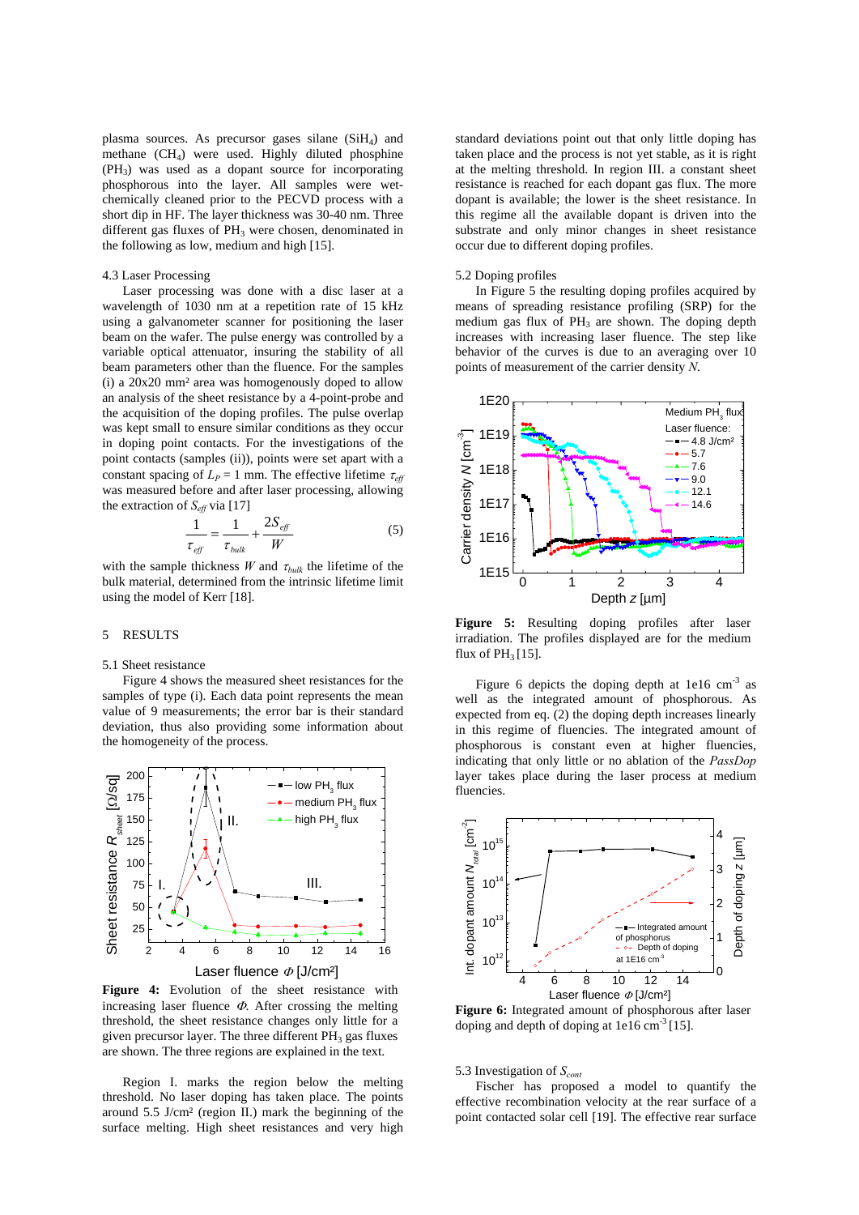plasma sources. As precursor gases silane ($SiH_4$) and methane ($CH_4$) were used. Highly diluted phosphine ($PH_3$) was used as a dopant source for incorporating phosphorous into the layer. All samples were wet-chemically cleaned prior to the PECVD process with a short dip in HF. The layer thickness was 30-40 nm. Three different gas fluxes of $PH_3$ were chosen, denominated in the following as low, medium and high [15].

### 4.3 Laser Processing

Laser processing was done with a disc laser at a wavelength of 1030 nm at a repetition rate of 15 kHz using a galvanometer scanner for positioning the laser beam on the wafer. The pulse energy was controlled by a variable optical attenuator, insuring the stability of all beam parameters other than the fluence. For the samples (i) a 20x20 mm² area was homogenously doped to allow an analysis of the sheet resistance by a 4-point-probe and the acquisition of the doping profiles. The pulse overlap was kept small to ensure similar conditions as they occur in doping point contacts. For the investigations of the point contacts (samples (ii)), points were set apart with a constant spacing of $L_P = 1$ mm. The effective lifetime $\tau_{eff}$ was measured before and after laser processing, allowing the extraction of $S_{eff}$ via [17]

$$\frac{1}{\tau_{eff}} = \frac{1}{\tau_{bulk}} + \frac{2S_{eff}}{W} \tag{5}$$

with the sample thickness $W$ and $\tau_{bulk}$ the lifetime of the bulk material, determined from the intrinsic lifetime limit using the model of Kerr [18].

## 5 RESULTS

### 5.1 Sheet resistance

Figure 4 shows the measured sheet resistances for the samples of type (i). Each data point represents the mean value of 9 measurements; the error bar is their standard deviation, thus also providing some information about the homogeneity of the process.

**Figure 4:** Evolution of the sheet resistance with increasing laser fluence $\Phi$. After crossing the melting threshold, the sheet resistance changes only little for a given precursor layer. The three different $PH_3$ gas fluxes are shown. The three regions are explained in the text.

Region I. marks the region below the melting threshold. No laser doping has taken place. The points around 5.5 J/cm² (region II.) mark the beginning of the surface melting. High sheet resistances and very high standard deviations point out that only little doping has taken place and the process is not yet stable, as it is right at the melting threshold. In region III. a constant sheet resistance is reached for each dopant gas flux. The more dopant is available; the lower is the sheet resistance. In this regime all the available dopant is driven into the substrate and only minor changes in sheet resistance occur due to different doping profiles.

### 5.2 Doping profiles

In Figure 5 the resulting doping profiles acquired by means of spreading resistance profiling (SRP) for the medium gas flux of $PH_3$ are shown. The doping depth increases with increasing laser fluence. The step like behavior of the curves is due to an averaging over 10 points of measurement of the carrier density $N$.

**Figure 5:** Resulting doping profiles after laser irradiation. The profiles displayed are for the medium flux of $PH_3$ [15].

Figure 6 depicts the doping depth at 1e16 cm$^{-3}$ as well as the integrated amount of phosphorous. As expected from eq. (2) the doping depth increases linearly in this regime of fluencies. The integrated amount of phosphorous is constant even at higher fluencies, indicating that only little or no ablation of the *PassDop* layer takes place during the laser process at medium fluencies.

**Figure 6:** Integrated amount of phosphorous after laser doping and depth of doping at 1e16 cm$^{-3}$ [15].

### 5.3 Investigation of $S_{cont}$

Fischer has proposed a model to quantify the effective recombination velocity at the rear surface of a point contacted solar cell [19]. The effective rear surface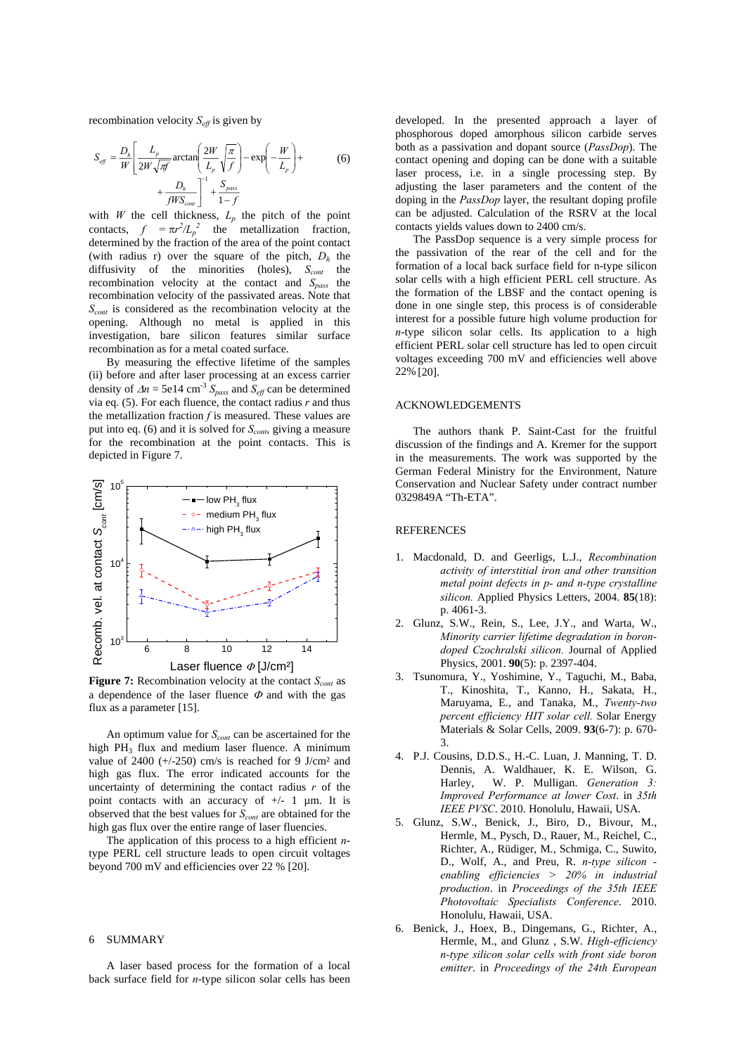recombination velocity $S_{eff}$ is given by

$$S_{eff} = \frac{D_h}{W}\left[\frac{L_p}{2W\sqrt{\pi f}}\arctan\left(\frac{2W}{L_p}\sqrt{\frac{\pi}{f}}\right) - \exp\left(-\frac{W}{L_p}\right) + \right. \\ \left. + \frac{D_h}{fWS_{cont}}\right]^{-1} + \frac{S_{pass}}{1-f} \qquad (6)$$

with $W$ the cell thickness, $L_p$ the pitch of the point contacts, $f = \pi r^2/L_p^2$ the metallization fraction, determined by the fraction of the area of the point contact (with radius r) over the square of the pitch, $D_h$ the diffusivity of the minorities (holes), $S_{cont}$ the recombination velocity at the contact and $S_{pass}$ the recombination velocity of the passivated areas. Note that $S_{cont}$ is considered as the recombination velocity at the opening. Although no metal is applied in this investigation, bare silicon features similar surface recombination as for a metal coated surface.

By measuring the effective lifetime of the samples (ii) before and after laser processing at an excess carrier density of $\Delta n$ = 5e14 cm$^{-3}$ $S_{pass}$ and $S_{eff}$ can be determined via eq. (5). For each fluence, the contact radius $r$ and thus the metallization fraction $f$ is measured. These values are put into eq. (6) and it is solved for $S_{cont}$, giving a measure for the recombination at the point contacts. This is depicted in Figure 7.

**Figure 7:** Recombination velocity at the contact $S_{cont}$ as a dependence of the laser fluence $\Phi$ and with the gas flux as a parameter [15].

An optimum value for $S_{cont}$ can be ascertained for the high $PH_3$ flux and medium laser fluence. A minimum value of 2400 (+/-250) cm/s is reached for 9 J/cm² and high gas flux. The error indicated accounts for the uncertainty of determining the contact radius $r$ of the point contacts with an accuracy of +/- 1 µm. It is observed that the best values for $S_{cont}$ are obtained for the high gas flux over the entire range of laser fluencies.

The application of this process to a high efficient *n*-type PERL cell structure leads to open circuit voltages beyond 700 mV and efficiencies over 22 % [20].

## 6 SUMMARY

A laser based process for the formation of a local back surface field for *n*-type silicon solar cells has been developed. In the presented approach a layer of phosphorous doped amorphous silicon carbide serves both as a passivation and dopant source (*PassDop*). The contact opening and doping can be done with a suitable laser process, i.e. in a single processing step. By adjusting the laser parameters and the content of the doping in the *PassDop* layer, the resultant doping profile can be adjusted. Calculation of the RSRV at the local contacts yields values down to 2400 cm/s.

The PassDop sequence is a very simple process for the passivation of the rear of the cell and for the formation of a local back surface field for n-type silicon solar cells with a high efficient PERL cell structure. As the formation of the LBSF and the contact opening is done in one single step, this process is of considerable interest for a possible future high volume production for *n*-type silicon solar cells. Its application to a high efficient PERL solar cell structure has led to open circuit voltages exceeding 700 mV and efficiencies well above 22% [20].

## ACKNOWLEDGEMENTS

The authors thank P. Saint-Cast for the fruitful discussion of the findings and A. Kremer for the support in the measurements. The work was supported by the German Federal Ministry for the Environment, Nature Conservation and Nuclear Safety under contract number 0329849A "Th-ETA".

## REFERENCES

1. Macdonald, D. and Geerligs, L.J., *Recombination activity of interstitial iron and other transition metal point defects in p- and n-type crystalline silicon.* Applied Physics Letters, 2004. **85**(18): p. 4061-3.
2. Glunz, S.W., Rein, S., Lee, J.Y., and Warta, W., *Minority carrier lifetime degradation in boron-doped Czochralski silicon.* Journal of Applied Physics, 2001. **90**(5): p. 2397-404.
3. Tsunomura, Y., Yoshimine, Y., Taguchi, M., Baba, T., Kinoshita, T., Kanno, H., Sakata, H., Maruyama, E., and Tanaka, M., *Twenty-two percent efficiency HIT solar cell.* Solar Energy Materials & Solar Cells, 2009. **93**(6-7): p. 670-3.
4. P.J. Cousins, D.D.S., H.-C. Luan, J. Manning, T. D. Dennis, A. Waldhauer, K. E. Wilson, G. Harley, W. P. Mulligan. *Generation 3: Improved Performance at lower Cost*. in *35th IEEE PVSC*. 2010. Honolulu, Hawaii, USA.
5. Glunz, S.W., Benick, J., Biro, D., Bivour, M., Hermle, M., Pysch, D., Rauer, M., Reichel, C., Richter, A., Rüdiger, M., Schmiga, C., Suwito, D., Wolf, A., and Preu, R. *n-type silicon - enabling efficiencies > 20% in industrial production*. in *Proceedings of the 35th IEEE Photovoltaic Specialists Conference*. 2010. Honolulu, Hawaii, USA.
6. Benick, J., Hoex, B., Dingemans, G., Richter, A., Hermle, M., and Glunz , S.W. *High-efficiency n-type silicon solar cells with front side boron emitter*. in *Proceedings of the 24th European*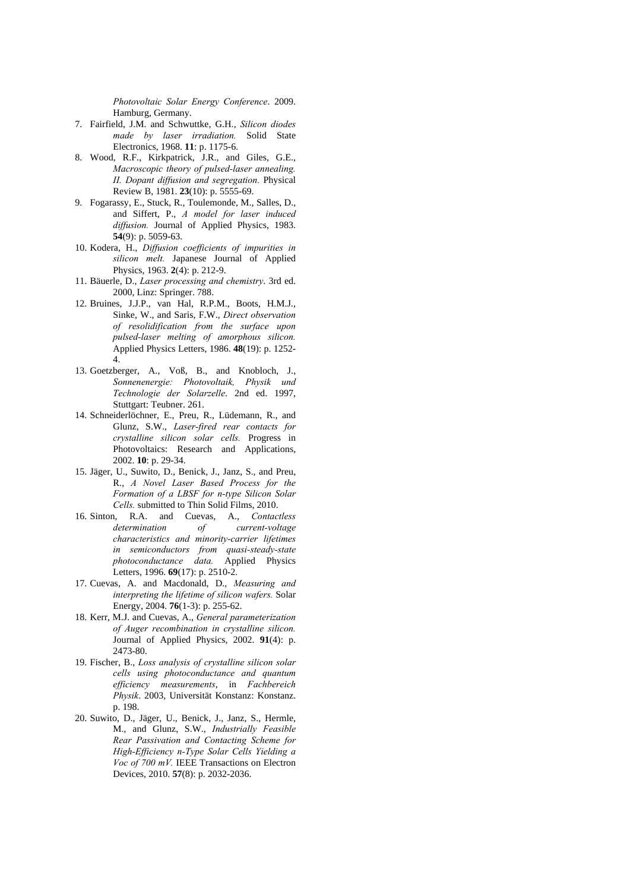*Photovoltaic Solar Energy Conference*. 2009. Hamburg, Germany.

7. Fairfield, J.M. and Schwuttke, G.H., *Silicon diodes made by laser irradiation.* Solid State Electronics, 1968. **11**: p. 1175-6.
8. Wood, R.F., Kirkpatrick, J.R., and Giles, G.E., *Macroscopic theory of pulsed-laser annealing. II. Dopant diffusion and segregation.* Physical Review B, 1981. **23**(10): p. 5555-69.
9. Fogarassy, E., Stuck, R., Toulemonde, M., Salles, D., and Siffert, P., *A model for laser induced diffusion.* Journal of Applied Physics, 1983. **54**(9): p. 5059-63.
10. Kodera, H., *Diffusion coefficients of impurities in silicon melt.* Japanese Journal of Applied Physics, 1963. **2**(4): p. 212-9.
11. Bäuerle, D., *Laser processing and chemistry*. 3rd ed. 2000, Linz: Springer. 788.
12. Bruines, J.J.P., van Hal, R.P.M., Boots, H.M.J., Sinke, W., and Saris, F.W., *Direct observation of resolidification from the surface upon pulsed-laser melting of amorphous silicon.* Applied Physics Letters, 1986. **48**(19): p. 1252-4.
13. Goetzberger, A., Voß, B., and Knobloch, J., *Sonnenenergie: Photovoltaik, Physik und Technologie der Solarzelle*. 2nd ed. 1997, Stuttgart: Teubner. 261.
14. Schneiderlöchner, E., Preu, R., Lüdemann, R., and Glunz, S.W., *Laser-fired rear contacts for crystalline silicon solar cells.* Progress in Photovoltaics: Research and Applications, 2002. **10**: p. 29-34.
15. Jäger, U., Suwito, D., Benick, J., Janz, S., and Preu, R., *A Novel Laser Based Process for the Formation of a LBSF for n-type Silicon Solar Cells.* submitted to Thin Solid Films, 2010.
16. Sinton, R.A. and Cuevas, A., *Contactless determination of current-voltage characteristics and minority-carrier lifetimes in semiconductors from quasi-steady-state photoconductance data.* Applied Physics Letters, 1996. **69**(17): p. 2510-2.
17. Cuevas, A. and Macdonald, D., *Measuring and interpreting the lifetime of silicon wafers.* Solar Energy, 2004. **76**(1-3): p. 255-62.
18. Kerr, M.J. and Cuevas, A., *General parameterization of Auger recombination in crystalline silicon.* Journal of Applied Physics, 2002. **91**(4): p. 2473-80.
19. Fischer, B., *Loss analysis of crystalline silicon solar cells using photoconductance and quantum efficiency measurements*, in *Fachbereich Physik*. 2003, Universität Konstanz: Konstanz. p. 198.
20. Suwito, D., Jäger, U., Benick, J., Janz, S., Hermle, M., and Glunz, S.W., *Industrially Feasible Rear Passivation and Contacting Scheme for High-Efficiency n-Type Solar Cells Yielding a Voc of 700 mV.* IEEE Transactions on Electron Devices, 2010. **57**(8): p. 2032-2036.